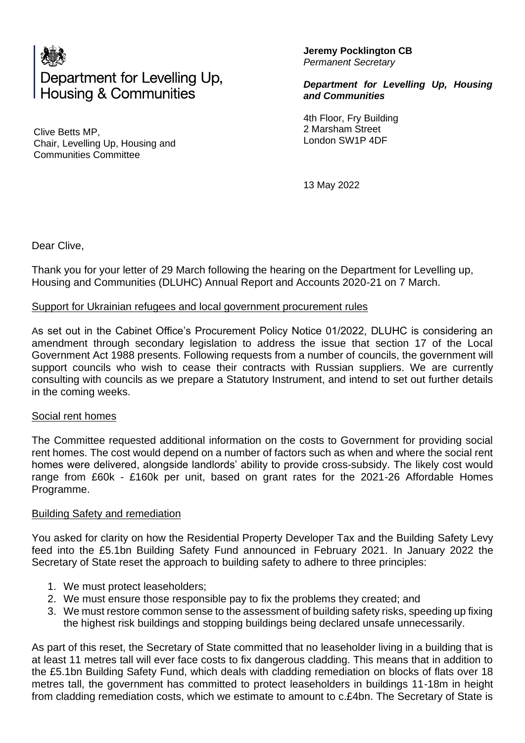Department for Levelling Up, Housing & Communities

Clive Betts MP,
Chair, Levelling Up, Housing and Communities Committee

**Jeremy Pocklington CB**
*Permanent Secretary*

***Department for Levelling Up, Housing and Communities***

4th Floor, Fry Building
2 Marsham Street
London SW1P 4DF

13 May 2022

Dear Clive,

Thank you for your letter of 29 March following the hearing on the Department for Levelling up, Housing and Communities (DLUHC) Annual Report and Accounts 2020-21 on 7 March.

Support for Ukrainian refugees and local government procurement rules

As set out in the Cabinet Office's Procurement Policy Notice 01/2022, DLUHC is considering an amendment through secondary legislation to address the issue that section 17 of the Local Government Act 1988 presents. Following requests from a number of councils, the government will support councils who wish to cease their contracts with Russian suppliers. We are currently consulting with councils as we prepare a Statutory Instrument, and intend to set out further details in the coming weeks.

Social rent homes

The Committee requested additional information on the costs to Government for providing social rent homes. The cost would depend on a number of factors such as when and where the social rent homes were delivered, alongside landlords' ability to provide cross-subsidy. The likely cost would range from £60k - £160k per unit, based on grant rates for the 2021-26 Affordable Homes Programme.

Building Safety and remediation

You asked for clarity on how the Residential Property Developer Tax and the Building Safety Levy feed into the £5.1bn Building Safety Fund announced in February 2021. In January 2022 the Secretary of State reset the approach to building safety to adhere to three principles:

1. We must protect leaseholders;
2. We must ensure those responsible pay to fix the problems they created; and
3. We must restore common sense to the assessment of building safety risks, speeding up fixing the highest risk buildings and stopping buildings being declared unsafe unnecessarily.

As part of this reset, the Secretary of State committed that no leaseholder living in a building that is at least 11 metres tall will ever face costs to fix dangerous cladding. This means that in addition to the £5.1bn Building Safety Fund, which deals with cladding remediation on blocks of flats over 18 metres tall, the government has committed to protect leaseholders in buildings 11-18m in height from cladding remediation costs, which we estimate to amount to c.£4bn. The Secretary of State is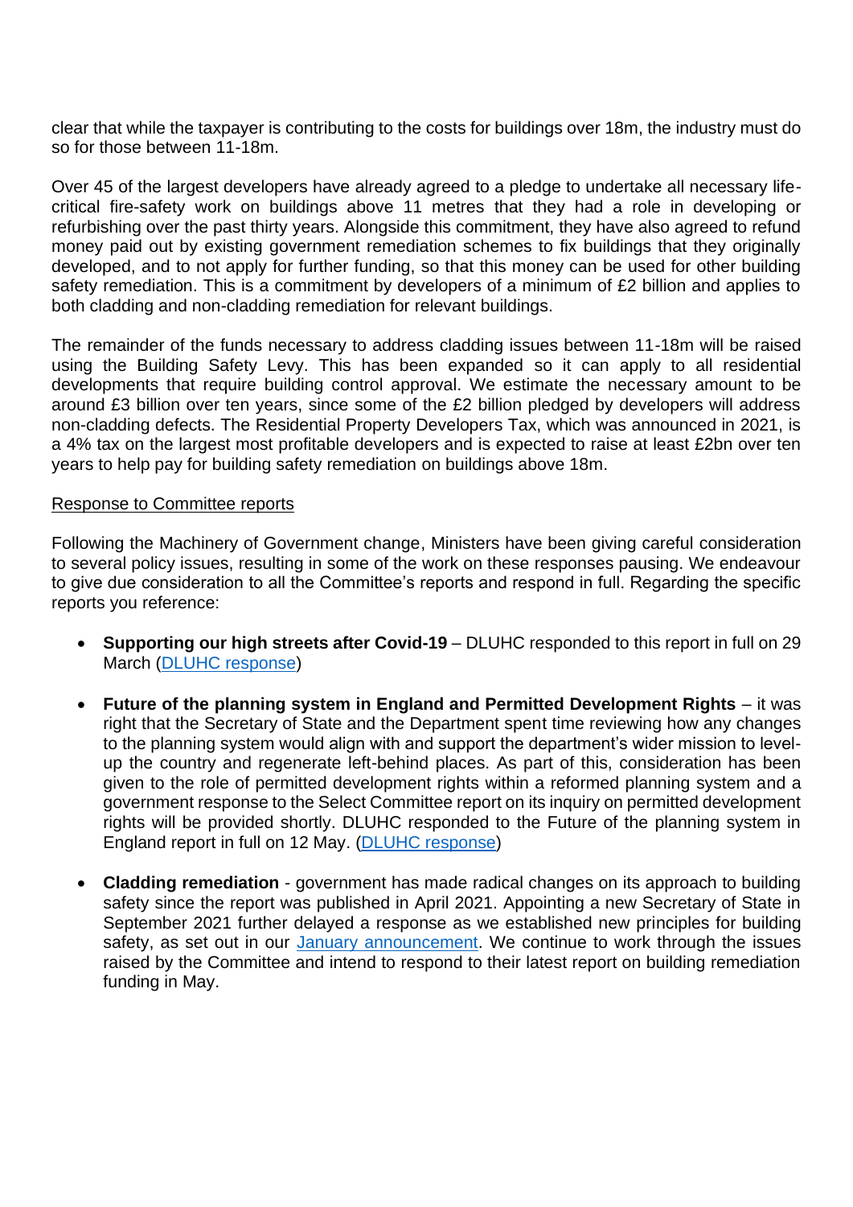clear that while the taxpayer is contributing to the costs for buildings over 18m, the industry must do so for those between 11-18m.

Over 45 of the largest developers have already agreed to a pledge to undertake all necessary life-critical fire-safety work on buildings above 11 metres that they had a role in developing or refurbishing over the past thirty years. Alongside this commitment, they have also agreed to refund money paid out by existing government remediation schemes to fix buildings that they originally developed, and to not apply for further funding, so that this money can be used for other building safety remediation. This is a commitment by developers of a minimum of £2 billion and applies to both cladding and non-cladding remediation for relevant buildings.

The remainder of the funds necessary to address cladding issues between 11-18m will be raised using the Building Safety Levy. This has been expanded so it can apply to all residential developments that require building control approval. We estimate the necessary amount to be around £3 billion over ten years, since some of the £2 billion pledged by developers will address non-cladding defects. The Residential Property Developers Tax, which was announced in 2021, is a 4% tax on the largest most profitable developers and is expected to raise at least £2bn over ten years to help pay for building safety remediation on buildings above 18m.

<u>Response to Committee reports</u>

Following the Machinery of Government change, Ministers have been giving careful consideration to several policy issues, resulting in some of the work on these responses pausing. We endeavour to give due consideration to all the Committee's reports and respond in full. Regarding the specific reports you reference:

- **Supporting our high streets after Covid-19** – DLUHC responded to this report in full on 29 March ([DLUHC response](#))
- **Future of the planning system in England and Permitted Development Rights** – it was right that the Secretary of State and the Department spent time reviewing how any changes to the planning system would align with and support the department's wider mission to level-up the country and regenerate left-behind places. As part of this, consideration has been given to the role of permitted development rights within a reformed planning system and a government response to the Select Committee report on its inquiry on permitted development rights will be provided shortly. DLUHC responded to the Future of the planning system in England report in full on 12 May. ([DLUHC response](#))
- **Cladding remediation** - government has made radical changes on its approach to building safety since the report was published in April 2021. Appointing a new Secretary of State in September 2021 further delayed a response as we established new principles for building safety, as set out in our [January announcement](#). We continue to work through the issues raised by the Committee and intend to respond to their latest report on building remediation funding in May.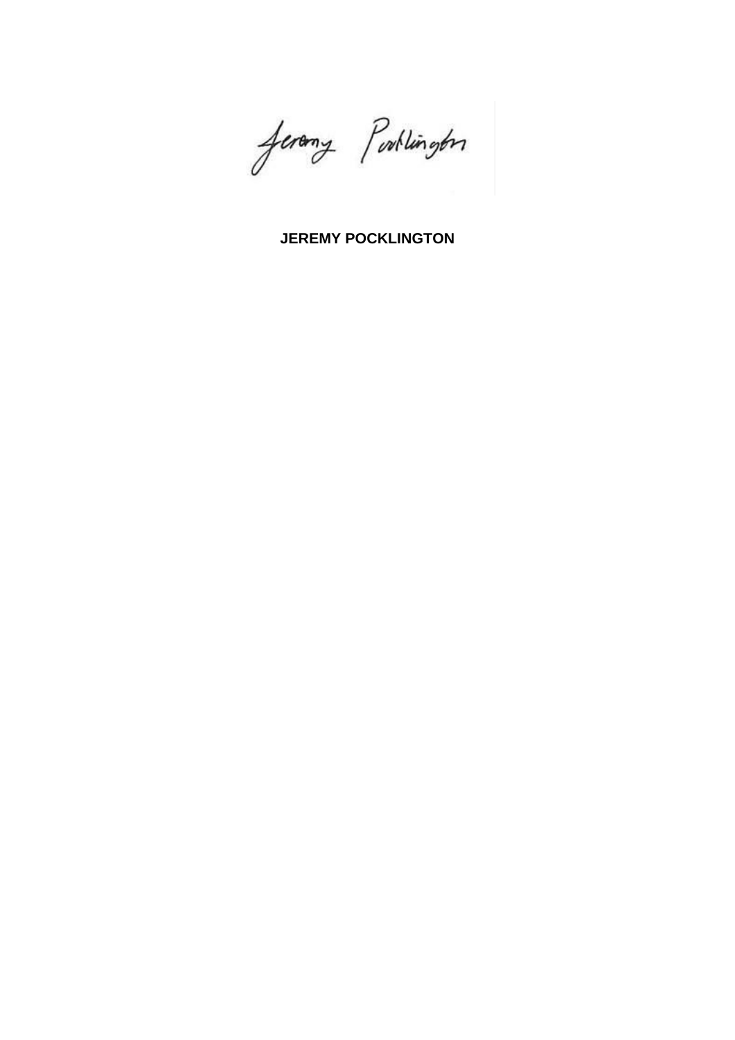**JEREMY POCKLINGTON**